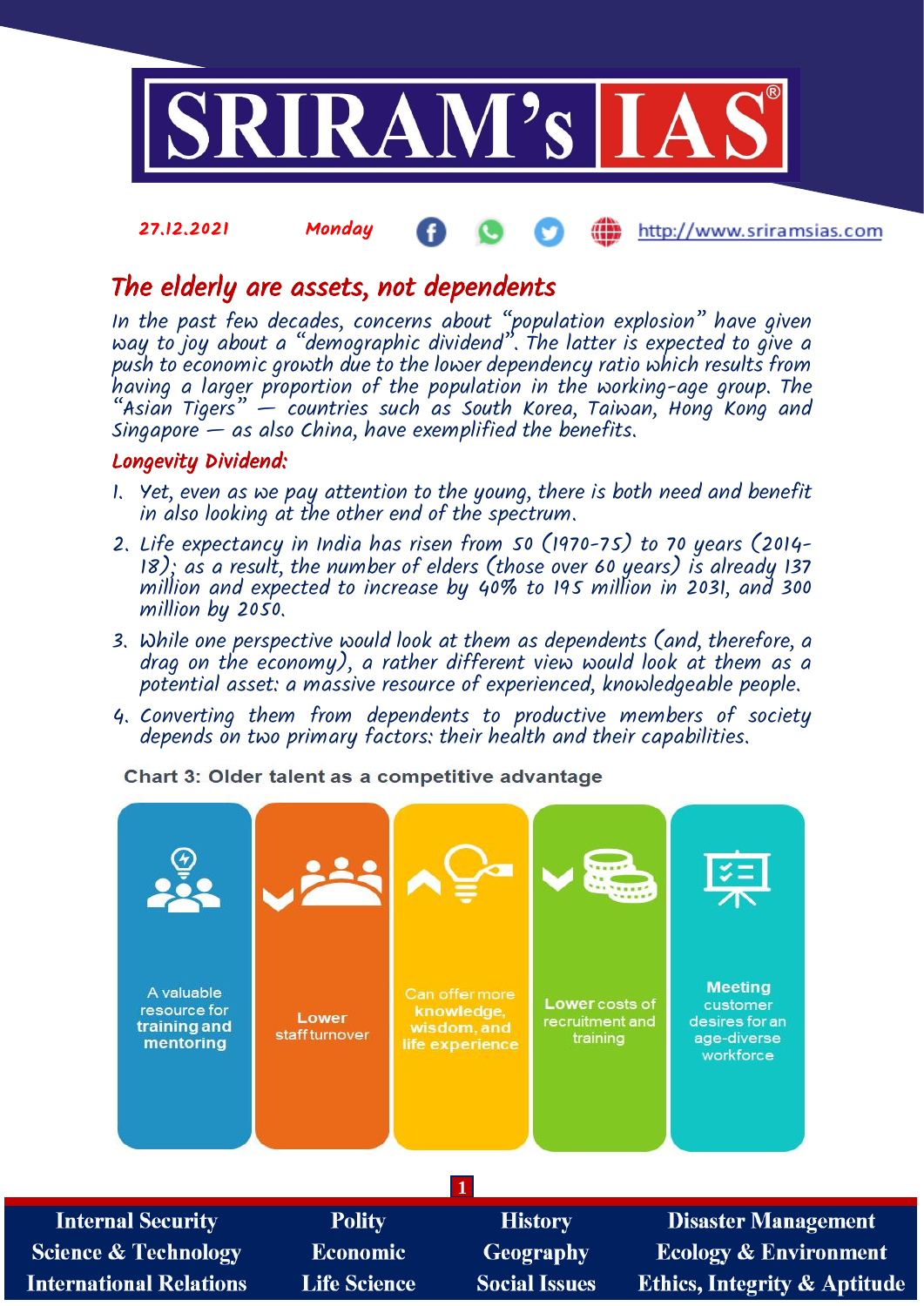27.12.2021 Monday http://www.sriramsias.com

# The elderly are assets, not dependents

In the past few decades, concerns about "population explosion" have given way to joy about a "demographic dividend". The latter is expected to give a push to economic growth due to the lower dependency ratio which results from having a larger proportion of the population in the working-age group. The "Asian Tigers" — countries such as South Korea, Taiwan, Hong Kong and Singapore — as also China, have exemplified the benefits.

## Longevity Dividend:

1. Yet, even as we pay attention to the young, there is both need and benefit in also looking at the other end of the spectrum.
2. Life expectancy in India has risen from 50 (1970-75) to 70 years (2014-18); as a result, the number of elders (those over 60 years) is already 137 million and expected to increase by 40% to 195 million in 2031, and 300 million by 2050.
3. While one perspective would look at them as dependents (and, therefore, a drag on the economy), a rather different view would look at them as a potential asset: a massive resource of experienced, knowledgeable people.
4. Converting them from dependents to productive members of society depends on two primary factors: their health and their capabilities.

**Chart 3: Older talent as a competitive advantage**

- A valuable resource for **training and mentoring**
- **Lower** staff turnover
- Can offer more **knowledge, wisdom, and life experience**
- **Lower** costs of recruitment and training
- **Meeting** customer desires for an age-diverse workforce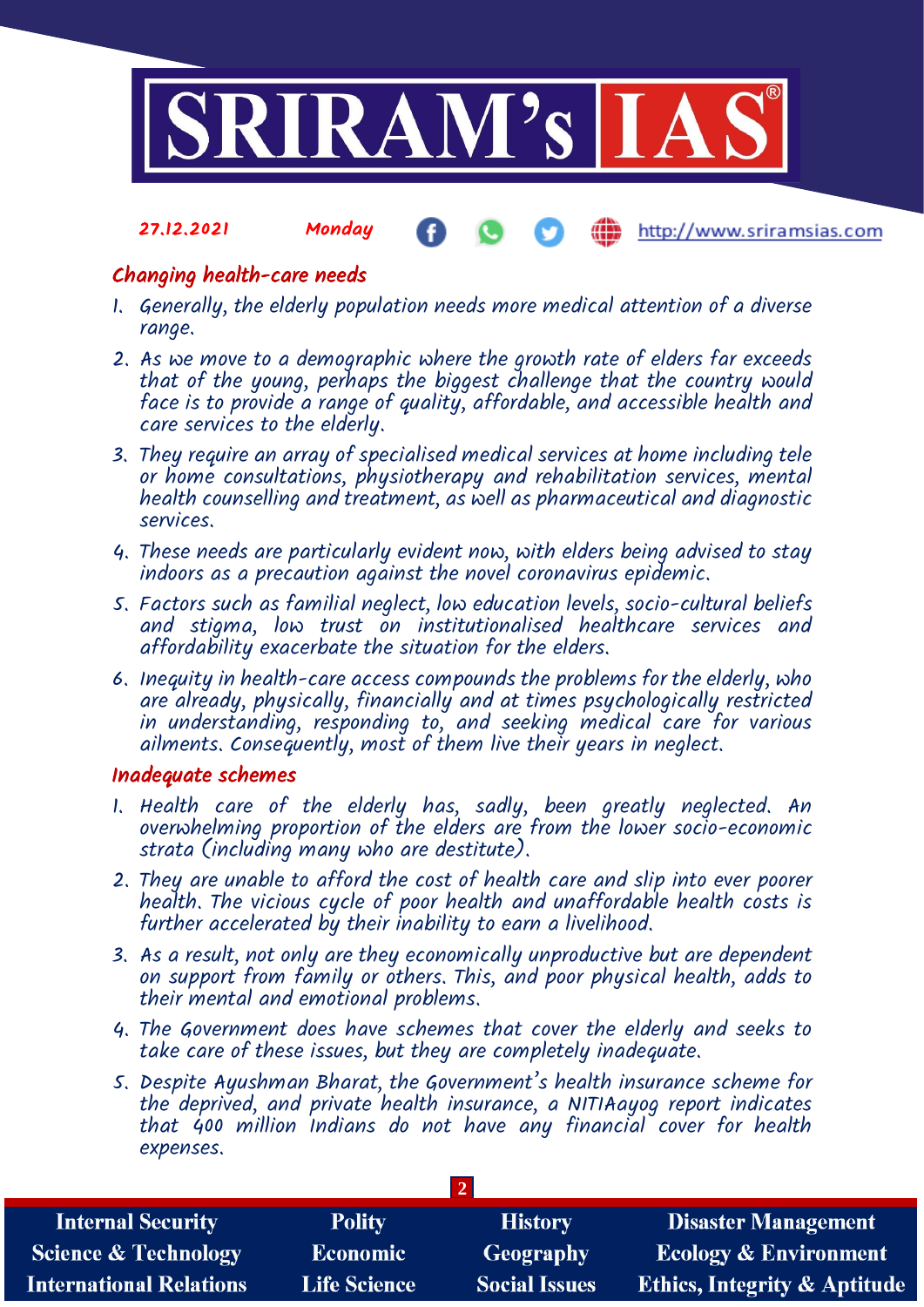## Changing health-care needs

1. Generally, the elderly population needs more medical attention of a diverse range.
2. As we move to a demographic where the growth rate of elders far exceeds that of the young, perhaps the biggest challenge that the country would face is to provide a range of quality, affordable, and accessible health and care services to the elderly.
3. They require an array of specialised medical services at home including tele or home consultations, physiotherapy and rehabilitation services, mental health counselling and treatment, as well as pharmaceutical and diagnostic services.
4. These needs are particularly evident now, with elders being advised to stay indoors as a precaution against the novel coronavirus epidemic.
5. Factors such as familial neglect, low education levels, socio-cultural beliefs and stigma, low trust on institutionalised healthcare services and affordability exacerbate the situation for the elders.
6. Inequity in health-care access compounds the problems for the elderly, who are already, physically, financially and at times psychologically restricted in understanding, responding to, and seeking medical care for various ailments. Consequently, most of them live their years in neglect.

## Inadequate schemes

1. Health care of the elderly has, sadly, been greatly neglected. An overwhelming proportion of the elders are from the lower socio-economic strata (including many who are destitute).
2. They are unable to afford the cost of health care and slip into ever poorer health. The vicious cycle of poor health and unaffordable health costs is further accelerated by their inability to earn a livelihood.
3. As a result, not only are they economically unproductive but are dependent on support from family or others. This, and poor physical health, adds to their mental and emotional problems.
4. The Government does have schemes that cover the elderly and seeks to take care of these issues, but they are completely inadequate.
5. Despite Ayushman Bharat, the Government's health insurance scheme for the deprived, and private health insurance, a NITIAayog report indicates that 400 million Indians do not have any financial cover for health expenses.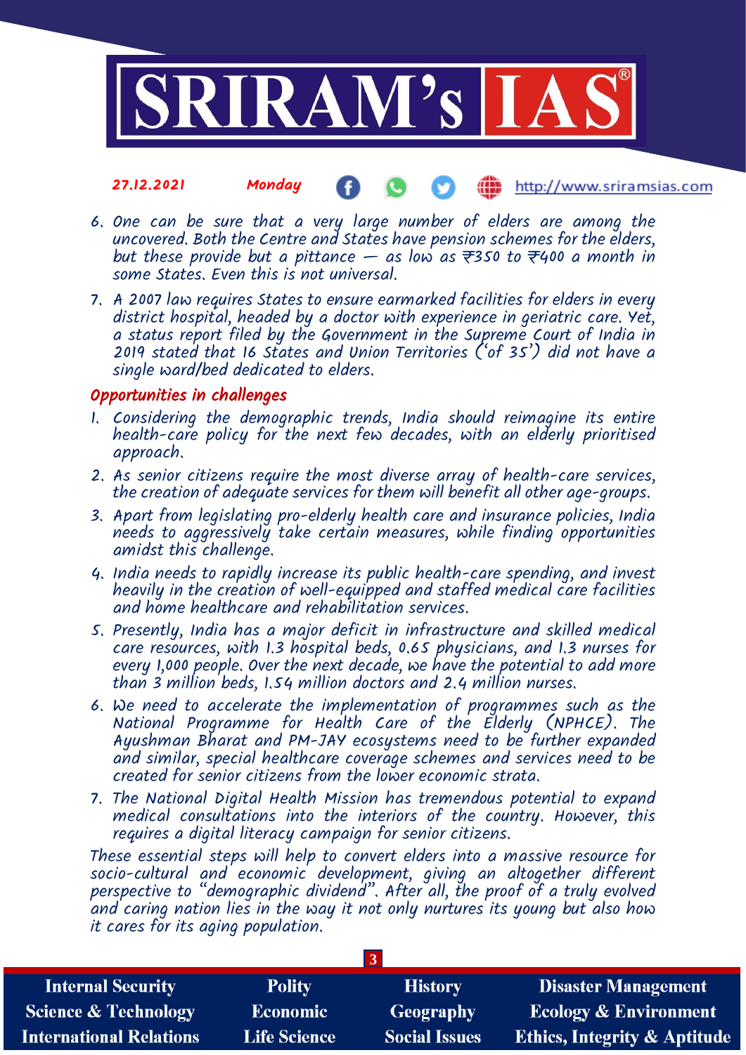6. One can be sure that a very large number of elders are among the uncovered. Both the Centre and States have pension schemes for the elders, but these provide but a pittance — as low as ₹350 to ₹400 a month in some States. Even this is not universal.
7. A 2007 law requires States to ensure earmarked facilities for elders in every district hospital, headed by a doctor with experience in geriatric care. Yet, a status report filed by the Government in the Supreme Court of India in 2019 stated that 16 States and Union Territories ('of 35') did not have a single ward/bed dedicated to elders.

## Opportunities in challenges

1. Considering the demographic trends, India should reimagine its entire health-care policy for the next few decades, with an elderly prioritised approach.
2. As senior citizens require the most diverse array of health-care services, the creation of adequate services for them will benefit all other age-groups.
3. Apart from legislating pro-elderly health care and insurance policies, India needs to aggressively take certain measures, while finding opportunities amidst this challenge.
4. India needs to rapidly increase its public health-care spending, and invest heavily in the creation of well-equipped and staffed medical care facilities and home healthcare and rehabilitation services.
5. Presently, India has a major deficit in infrastructure and skilled medical care resources, with 1.3 hospital beds, 0.65 physicians, and 1.3 nurses for every 1,000 people. Over the next decade, we have the potential to add more than 3 million beds, 1.54 million doctors and 2.4 million nurses.
6. We need to accelerate the implementation of programmes such as the National Programme for Health Care of the Elderly (NPHCE). The Ayushman Bharat and PM-JAY ecosystems need to be further expanded and similar, special healthcare coverage schemes and services need to be created for senior citizens from the lower economic strata.
7. The National Digital Health Mission has tremendous potential to expand medical consultations into the interiors of the country. However, this requires a digital literacy campaign for senior citizens.

These essential steps will help to convert elders into a massive resource for socio-cultural and economic development, giving an altogether different perspective to "demographic dividend". After all, the proof of a truly evolved and caring nation lies in the way it not only nurtures its young but also how it cares for its aging population.